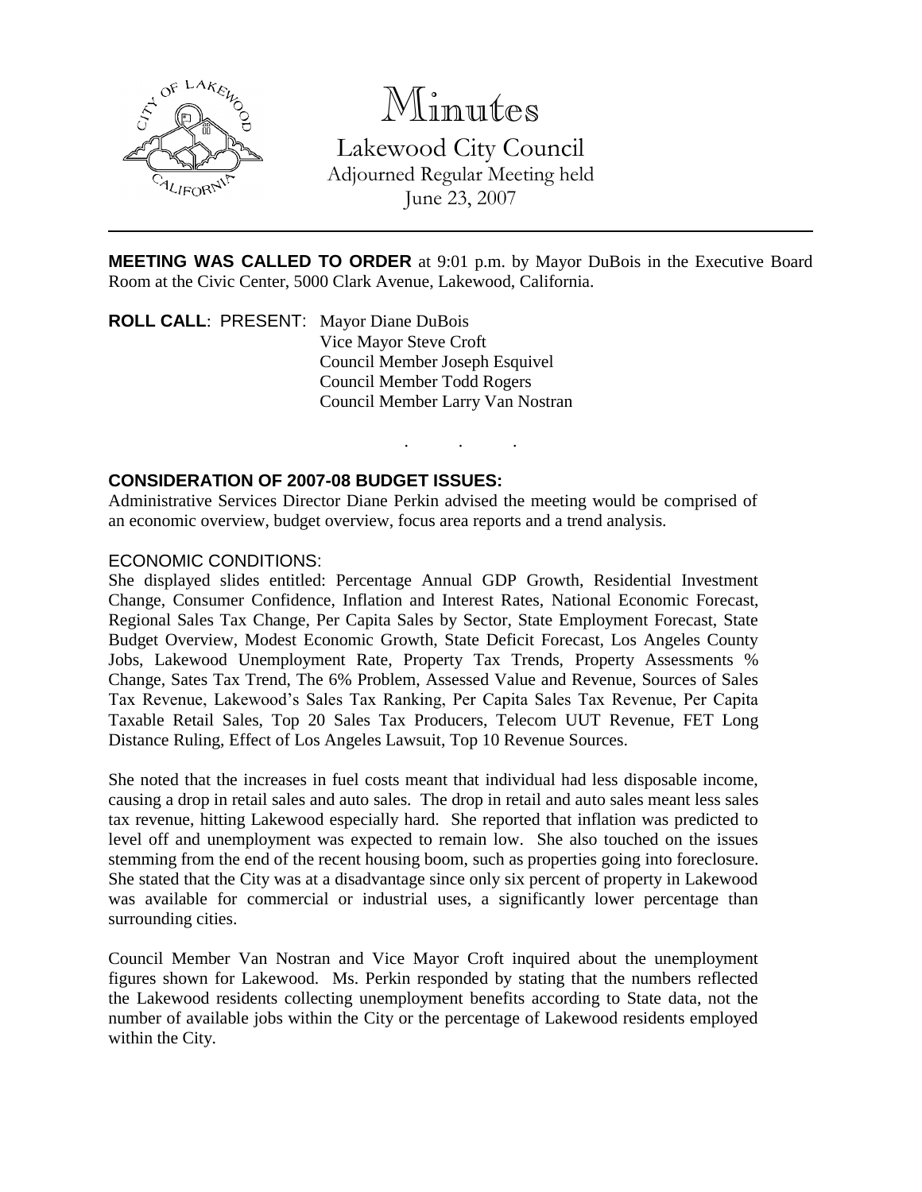# Minutes

Lakewood City Council
Adjourned Regular Meeting held
June 23, 2007

---

**MEETING WAS CALLED TO ORDER** at 9:01 p.m. by Mayor DuBois in the Executive Board Room at the Civic Center, 5000 Clark Avenue, Lakewood, California.

**ROLL CALL**: PRESENT: Mayor Diane DuBois
Vice Mayor Steve Croft
Council Member Joseph Esquivel
Council Member Todd Rogers
Council Member Larry Van Nostran

. . .

**CONSIDERATION OF 2007-08 BUDGET ISSUES:**
Administrative Services Director Diane Perkin advised the meeting would be comprised of an economic overview, budget overview, focus area reports and a trend analysis.

ECONOMIC CONDITIONS:
She displayed slides entitled: Percentage Annual GDP Growth, Residential Investment Change, Consumer Confidence, Inflation and Interest Rates, National Economic Forecast, Regional Sales Tax Change, Per Capita Sales by Sector, State Employment Forecast, State Budget Overview, Modest Economic Growth, State Deficit Forecast, Los Angeles County Jobs, Lakewood Unemployment Rate, Property Tax Trends, Property Assessments % Change, Sates Tax Trend, The 6% Problem, Assessed Value and Revenue, Sources of Sales Tax Revenue, Lakewood's Sales Tax Ranking, Per Capita Sales Tax Revenue, Per Capita Taxable Retail Sales, Top 20 Sales Tax Producers, Telecom UUT Revenue, FET Long Distance Ruling, Effect of Los Angeles Lawsuit, Top 10 Revenue Sources.

She noted that the increases in fuel costs meant that individual had less disposable income, causing a drop in retail sales and auto sales. The drop in retail and auto sales meant less sales tax revenue, hitting Lakewood especially hard. She reported that inflation was predicted to level off and unemployment was expected to remain low. She also touched on the issues stemming from the end of the recent housing boom, such as properties going into foreclosure. She stated that the City was at a disadvantage since only six percent of property in Lakewood was available for commercial or industrial uses, a significantly lower percentage than surrounding cities.

Council Member Van Nostran and Vice Mayor Croft inquired about the unemployment figures shown for Lakewood. Ms. Perkin responded by stating that the numbers reflected the Lakewood residents collecting unemployment benefits according to State data, not the number of available jobs within the City or the percentage of Lakewood residents employed within the City.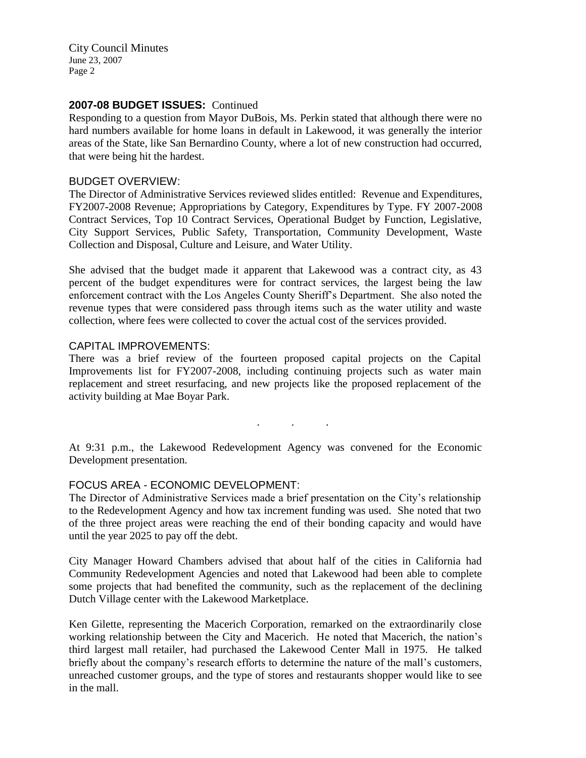**2007-08 BUDGET ISSUES:** Continued

Responding to a question from Mayor DuBois, Ms. Perkin stated that although there were no hard numbers available for home loans in default in Lakewood, it was generally the interior areas of the State, like San Bernardino County, where a lot of new construction had occurred, that were being hit the hardest.

BUDGET OVERVIEW:

The Director of Administrative Services reviewed slides entitled: Revenue and Expenditures, FY2007-2008 Revenue; Appropriations by Category, Expenditures by Type. FY 2007-2008 Contract Services, Top 10 Contract Services, Operational Budget by Function, Legislative, City Support Services, Public Safety, Transportation, Community Development, Waste Collection and Disposal, Culture and Leisure, and Water Utility.

She advised that the budget made it apparent that Lakewood was a contract city, as 43 percent of the budget expenditures were for contract services, the largest being the law enforcement contract with the Los Angeles County Sheriff's Department. She also noted the revenue types that were considered pass through items such as the water utility and waste collection, where fees were collected to cover the actual cost of the services provided.

CAPITAL IMPROVEMENTS:

There was a brief review of the fourteen proposed capital projects on the Capital Improvements list for FY2007-2008, including continuing projects such as water main replacement and street resurfacing, and new projects like the proposed replacement of the activity building at Mae Boyar Park.

. . .

At 9:31 p.m., the Lakewood Redevelopment Agency was convened for the Economic Development presentation.

FOCUS AREA - ECONOMIC DEVELOPMENT:

The Director of Administrative Services made a brief presentation on the City's relationship to the Redevelopment Agency and how tax increment funding was used. She noted that two of the three project areas were reaching the end of their bonding capacity and would have until the year 2025 to pay off the debt.

City Manager Howard Chambers advised that about half of the cities in California had Community Redevelopment Agencies and noted that Lakewood had been able to complete some projects that had benefited the community, such as the replacement of the declining Dutch Village center with the Lakewood Marketplace.

Ken Gilette, representing the Macerich Corporation, remarked on the extraordinarily close working relationship between the City and Macerich. He noted that Macerich, the nation's third largest mall retailer, had purchased the Lakewood Center Mall in 1975. He talked briefly about the company's research efforts to determine the nature of the mall's customers, unreached customer groups, and the type of stores and restaurants shopper would like to see in the mall.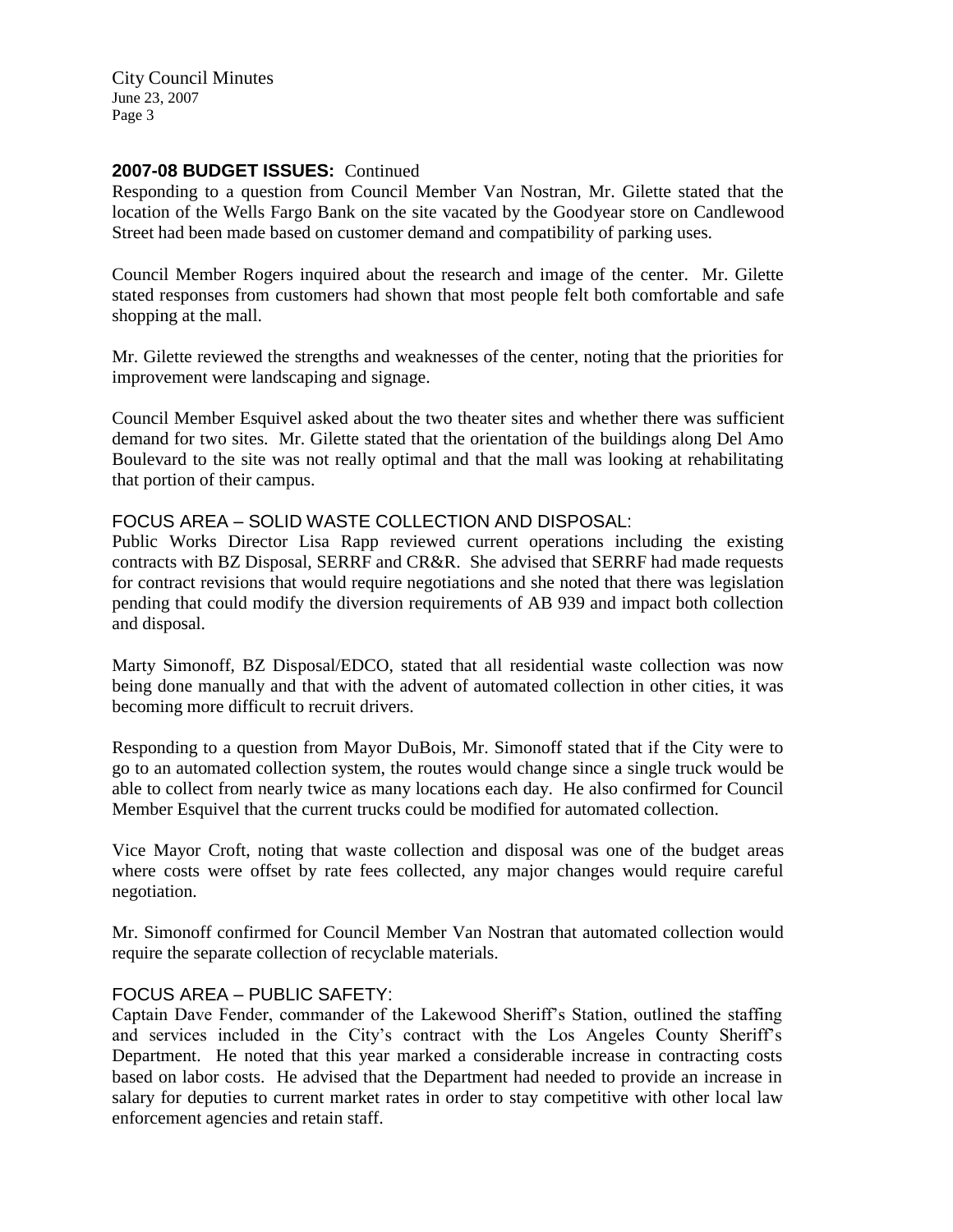**2007-08 BUDGET ISSUES:** Continued

Responding to a question from Council Member Van Nostran, Mr. Gilette stated that the location of the Wells Fargo Bank on the site vacated by the Goodyear store on Candlewood Street had been made based on customer demand and compatibility of parking uses.

Council Member Rogers inquired about the research and image of the center. Mr. Gilette stated responses from customers had shown that most people felt both comfortable and safe shopping at the mall.

Mr. Gilette reviewed the strengths and weaknesses of the center, noting that the priorities for improvement were landscaping and signage.

Council Member Esquivel asked about the two theater sites and whether there was sufficient demand for two sites. Mr. Gilette stated that the orientation of the buildings along Del Amo Boulevard to the site was not really optimal and that the mall was looking at rehabilitating that portion of their campus.

FOCUS AREA – SOLID WASTE COLLECTION AND DISPOSAL:

Public Works Director Lisa Rapp reviewed current operations including the existing contracts with BZ Disposal, SERRF and CR&R. She advised that SERRF had made requests for contract revisions that would require negotiations and she noted that there was legislation pending that could modify the diversion requirements of AB 939 and impact both collection and disposal.

Marty Simonoff, BZ Disposal/EDCO, stated that all residential waste collection was now being done manually and that with the advent of automated collection in other cities, it was becoming more difficult to recruit drivers.

Responding to a question from Mayor DuBois, Mr. Simonoff stated that if the City were to go to an automated collection system, the routes would change since a single truck would be able to collect from nearly twice as many locations each day. He also confirmed for Council Member Esquivel that the current trucks could be modified for automated collection.

Vice Mayor Croft, noting that waste collection and disposal was one of the budget areas where costs were offset by rate fees collected, any major changes would require careful negotiation.

Mr. Simonoff confirmed for Council Member Van Nostran that automated collection would require the separate collection of recyclable materials.

FOCUS AREA – PUBLIC SAFETY:

Captain Dave Fender, commander of the Lakewood Sheriff's Station, outlined the staffing and services included in the City's contract with the Los Angeles County Sheriff's Department. He noted that this year marked a considerable increase in contracting costs based on labor costs. He advised that the Department had needed to provide an increase in salary for deputies to current market rates in order to stay competitive with other local law enforcement agencies and retain staff.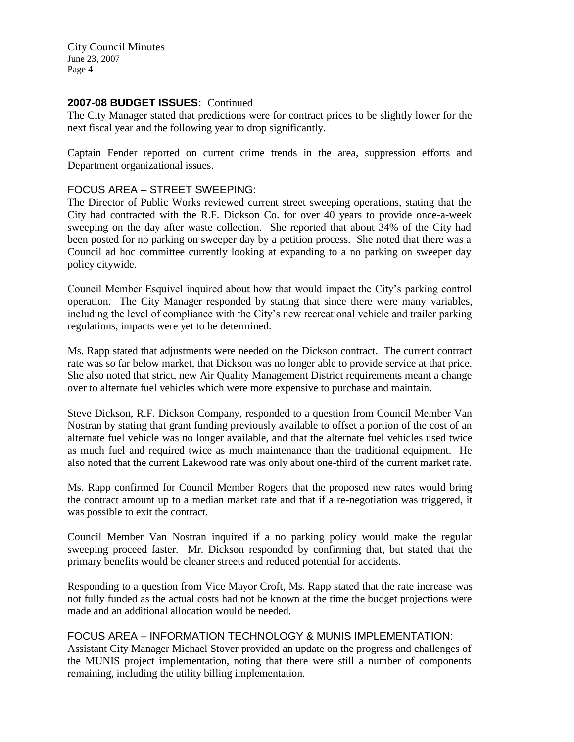**2007-08 BUDGET ISSUES:** Continued

The City Manager stated that predictions were for contract prices to be slightly lower for the next fiscal year and the following year to drop significantly.

Captain Fender reported on current crime trends in the area, suppression efforts and Department organizational issues.

FOCUS AREA – STREET SWEEPING:

The Director of Public Works reviewed current street sweeping operations, stating that the City had contracted with the R.F. Dickson Co. for over 40 years to provide once-a-week sweeping on the day after waste collection. She reported that about 34% of the City had been posted for no parking on sweeper day by a petition process. She noted that there was a Council ad hoc committee currently looking at expanding to a no parking on sweeper day policy citywide.

Council Member Esquivel inquired about how that would impact the City's parking control operation. The City Manager responded by stating that since there were many variables, including the level of compliance with the City's new recreational vehicle and trailer parking regulations, impacts were yet to be determined.

Ms. Rapp stated that adjustments were needed on the Dickson contract. The current contract rate was so far below market, that Dickson was no longer able to provide service at that price. She also noted that strict, new Air Quality Management District requirements meant a change over to alternate fuel vehicles which were more expensive to purchase and maintain.

Steve Dickson, R.F. Dickson Company, responded to a question from Council Member Van Nostran by stating that grant funding previously available to offset a portion of the cost of an alternate fuel vehicle was no longer available, and that the alternate fuel vehicles used twice as much fuel and required twice as much maintenance than the traditional equipment. He also noted that the current Lakewood rate was only about one-third of the current market rate.

Ms. Rapp confirmed for Council Member Rogers that the proposed new rates would bring the contract amount up to a median market rate and that if a re-negotiation was triggered, it was possible to exit the contract.

Council Member Van Nostran inquired if a no parking policy would make the regular sweeping proceed faster. Mr. Dickson responded by confirming that, but stated that the primary benefits would be cleaner streets and reduced potential for accidents.

Responding to a question from Vice Mayor Croft, Ms. Rapp stated that the rate increase was not fully funded as the actual costs had not be known at the time the budget projections were made and an additional allocation would be needed.

FOCUS AREA – INFORMATION TECHNOLOGY & MUNIS IMPLEMENTATION:

Assistant City Manager Michael Stover provided an update on the progress and challenges of the MUNIS project implementation, noting that there were still a number of components remaining, including the utility billing implementation.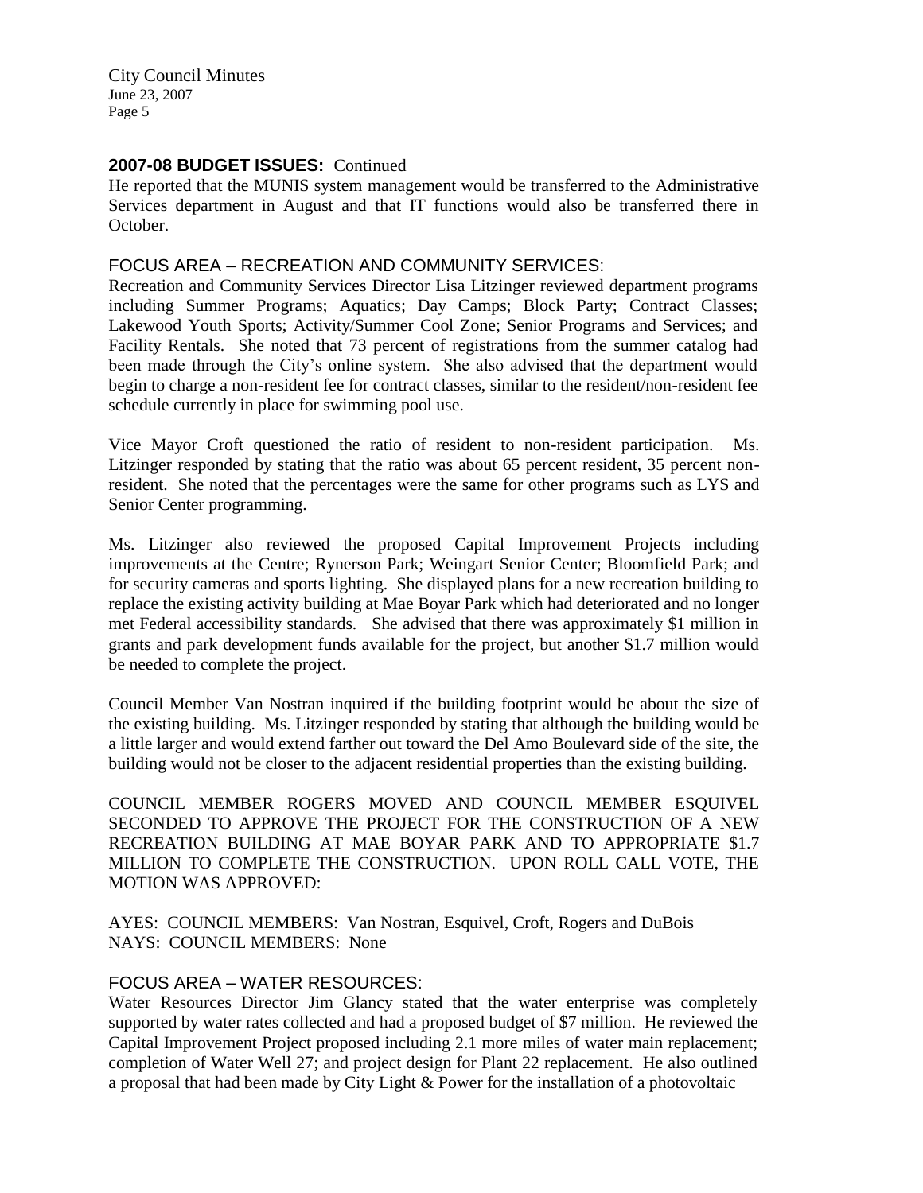**2007-08 BUDGET ISSUES:** Continued

He reported that the MUNIS system management would be transferred to the Administrative Services department in August and that IT functions would also be transferred there in October.

FOCUS AREA – RECREATION AND COMMUNITY SERVICES:

Recreation and Community Services Director Lisa Litzinger reviewed department programs including Summer Programs; Aquatics; Day Camps; Block Party; Contract Classes; Lakewood Youth Sports; Activity/Summer Cool Zone; Senior Programs and Services; and Facility Rentals. She noted that 73 percent of registrations from the summer catalog had been made through the City's online system. She also advised that the department would begin to charge a non-resident fee for contract classes, similar to the resident/non-resident fee schedule currently in place for swimming pool use.

Vice Mayor Croft questioned the ratio of resident to non-resident participation. Ms. Litzinger responded by stating that the ratio was about 65 percent resident, 35 percent non-resident. She noted that the percentages were the same for other programs such as LYS and Senior Center programming.

Ms. Litzinger also reviewed the proposed Capital Improvement Projects including improvements at the Centre; Rynerson Park; Weingart Senior Center; Bloomfield Park; and for security cameras and sports lighting. She displayed plans for a new recreation building to replace the existing activity building at Mae Boyar Park which had deteriorated and no longer met Federal accessibility standards. She advised that there was approximately $1 million in grants and park development funds available for the project, but another $1.7 million would be needed to complete the project.

Council Member Van Nostran inquired if the building footprint would be about the size of the existing building. Ms. Litzinger responded by stating that although the building would be a little larger and would extend farther out toward the Del Amo Boulevard side of the site, the building would not be closer to the adjacent residential properties than the existing building.

COUNCIL MEMBER ROGERS MOVED AND COUNCIL MEMBER ESQUIVEL SECONDED TO APPROVE THE PROJECT FOR THE CONSTRUCTION OF A NEW RECREATION BUILDING AT MAE BOYAR PARK AND TO APPROPRIATE $1.7 MILLION TO COMPLETE THE CONSTRUCTION. UPON ROLL CALL VOTE, THE MOTION WAS APPROVED:

AYES: COUNCIL MEMBERS: Van Nostran, Esquivel, Croft, Rogers and DuBois
NAYS: COUNCIL MEMBERS: None

FOCUS AREA – WATER RESOURCES:

Water Resources Director Jim Glancy stated that the water enterprise was completely supported by water rates collected and had a proposed budget of $7 million. He reviewed the Capital Improvement Project proposed including 2.1 more miles of water main replacement; completion of Water Well 27; and project design for Plant 22 replacement. He also outlined a proposal that had been made by City Light & Power for the installation of a photovoltaic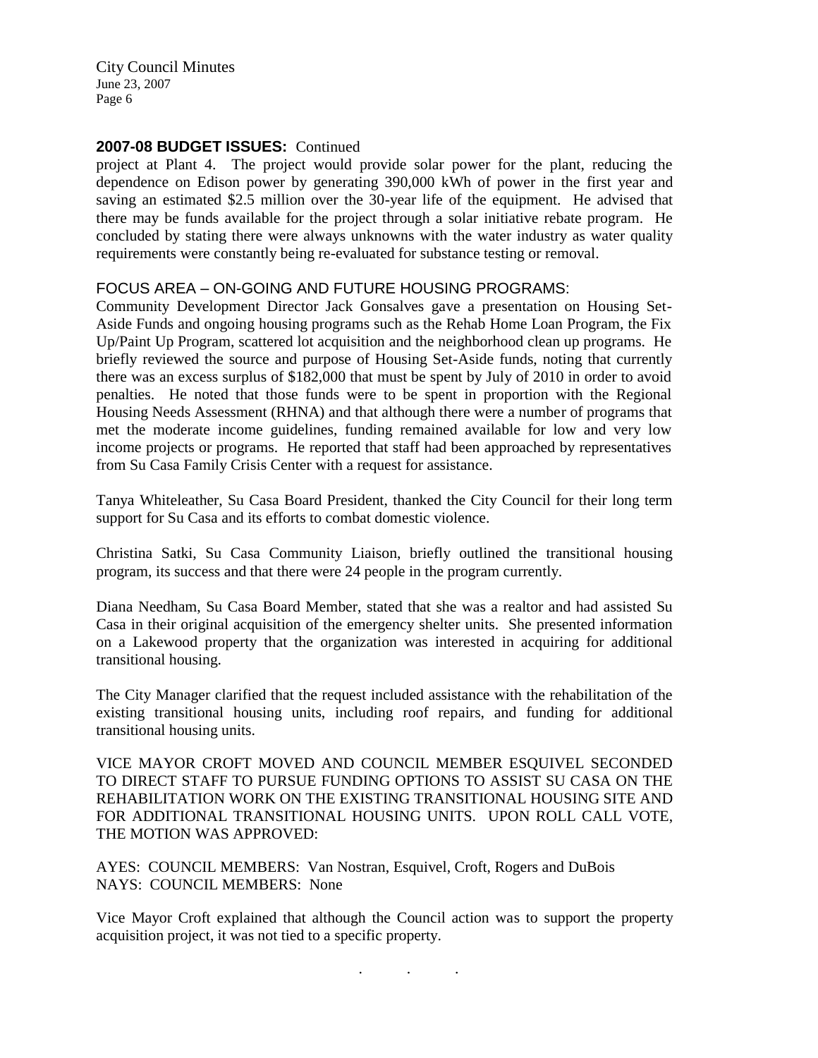**2007-08 BUDGET ISSUES:** Continued

project at Plant 4. The project would provide solar power for the plant, reducing the dependence on Edison power by generating 390,000 kWh of power in the first year and saving an estimated $2.5 million over the 30-year life of the equipment. He advised that there may be funds available for the project through a solar initiative rebate program. He concluded by stating there were always unknowns with the water industry as water quality requirements were constantly being re-evaluated for substance testing or removal.

FOCUS AREA – ON-GOING AND FUTURE HOUSING PROGRAMS:

Community Development Director Jack Gonsalves gave a presentation on Housing Set-Aside Funds and ongoing housing programs such as the Rehab Home Loan Program, the Fix Up/Paint Up Program, scattered lot acquisition and the neighborhood clean up programs. He briefly reviewed the source and purpose of Housing Set-Aside funds, noting that currently there was an excess surplus of $182,000 that must be spent by July of 2010 in order to avoid penalties. He noted that those funds were to be spent in proportion with the Regional Housing Needs Assessment (RHNA) and that although there were a number of programs that met the moderate income guidelines, funding remained available for low and very low income projects or programs. He reported that staff had been approached by representatives from Su Casa Family Crisis Center with a request for assistance.

Tanya Whiteleather, Su Casa Board President, thanked the City Council for their long term support for Su Casa and its efforts to combat domestic violence.

Christina Satki, Su Casa Community Liaison, briefly outlined the transitional housing program, its success and that there were 24 people in the program currently.

Diana Needham, Su Casa Board Member, stated that she was a realtor and had assisted Su Casa in their original acquisition of the emergency shelter units. She presented information on a Lakewood property that the organization was interested in acquiring for additional transitional housing.

The City Manager clarified that the request included assistance with the rehabilitation of the existing transitional housing units, including roof repairs, and funding for additional transitional housing units.

VICE MAYOR CROFT MOVED AND COUNCIL MEMBER ESQUIVEL SECONDED TO DIRECT STAFF TO PURSUE FUNDING OPTIONS TO ASSIST SU CASA ON THE REHABILITATION WORK ON THE EXISTING TRANSITIONAL HOUSING SITE AND FOR ADDITIONAL TRANSITIONAL HOUSING UNITS. UPON ROLL CALL VOTE, THE MOTION WAS APPROVED:

AYES: COUNCIL MEMBERS: Van Nostran, Esquivel, Croft, Rogers and DuBois
NAYS: COUNCIL MEMBERS: None

Vice Mayor Croft explained that although the Council action was to support the property acquisition project, it was not tied to a specific property.

. . .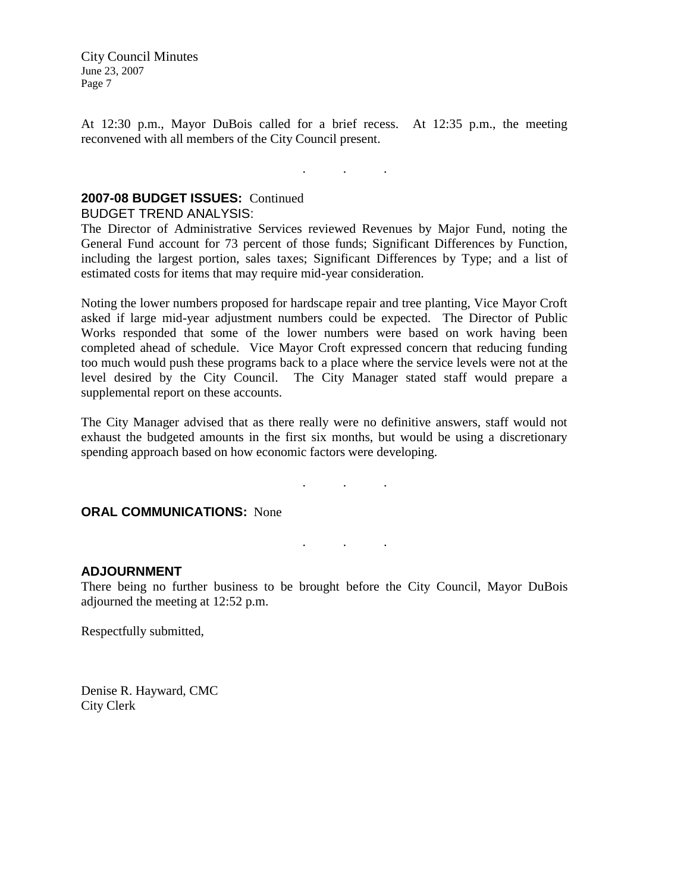At 12:30 p.m., Mayor DuBois called for a brief recess. At 12:35 p.m., the meeting reconvened with all members of the City Council present.

. . .

**2007-08 BUDGET ISSUES:** Continued

BUDGET TREND ANALYSIS:

The Director of Administrative Services reviewed Revenues by Major Fund, noting the General Fund account for 73 percent of those funds; Significant Differences by Function, including the largest portion, sales taxes; Significant Differences by Type; and a list of estimated costs for items that may require mid-year consideration.

Noting the lower numbers proposed for hardscape repair and tree planting, Vice Mayor Croft asked if large mid-year adjustment numbers could be expected. The Director of Public Works responded that some of the lower numbers were based on work having been completed ahead of schedule. Vice Mayor Croft expressed concern that reducing funding too much would push these programs back to a place where the service levels were not at the level desired by the City Council. The City Manager stated staff would prepare a supplemental report on these accounts.

The City Manager advised that as there really were no definitive answers, staff would not exhaust the budgeted amounts in the first six months, but would be using a discretionary spending approach based on how economic factors were developing.

. . .

**ORAL COMMUNICATIONS:** None

. . .

**ADJOURNMENT**

There being no further business to be brought before the City Council, Mayor DuBois adjourned the meeting at 12:52 p.m.

Respectfully submitted,

Denise R. Hayward, CMC
City Clerk